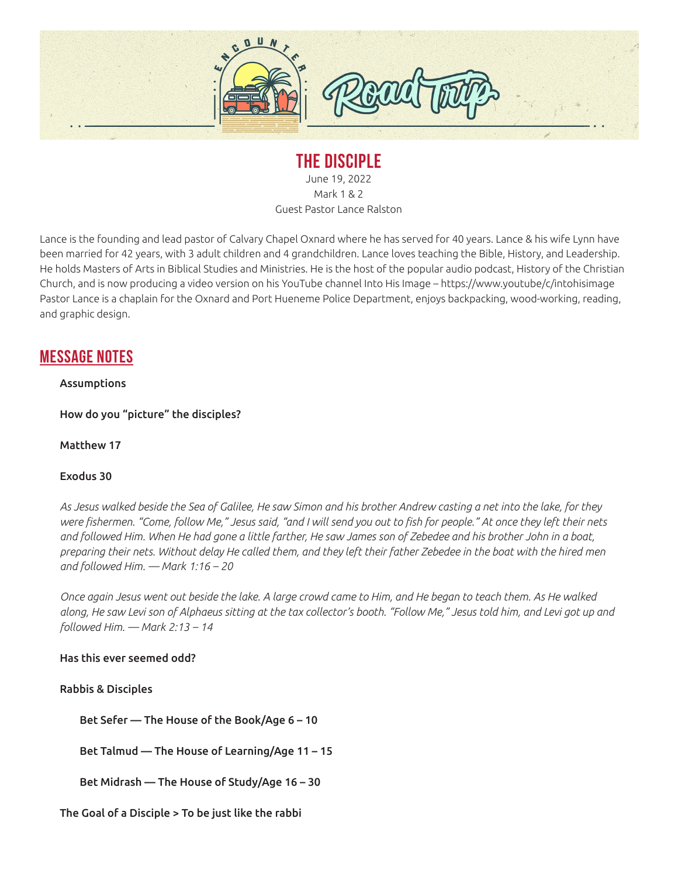# THE DISCIPLE

June 19, 2022
Mark 1 & 2
Guest Pastor Lance Ralston

Lance is the founding and lead pastor of Calvary Chapel Oxnard where he has served for 40 years. Lance & his wife Lynn have been married for 42 years, with 3 adult children and 4 grandchildren. Lance loves teaching the Bible, History, and Leadership. He holds Masters of Arts in Biblical Studies and Ministries. He is the host of the popular audio podcast, History of the Christian Church, and is now producing a video version on his YouTube channel Into His Image – https://www.youtube/c/intohisimage Pastor Lance is a chaplain for the Oxnard and Port Hueneme Police Department, enjoys backpacking, wood-working, reading, and graphic design.

## MESSAGE NOTES

**Assumptions**

**How do you "picture" the disciples?**

**Matthew 17**

**Exodus 30**

*As Jesus walked beside the Sea of Galilee, He saw Simon and his brother Andrew casting a net into the lake, for they were fishermen. "Come, follow Me," Jesus said, "and I will send you out to fish for people." At once they left their nets and followed Him. When He had gone a little farther, He saw James son of Zebedee and his brother John in a boat, preparing their nets. Without delay He called them, and they left their father Zebedee in the boat with the hired men and followed Him. — Mark 1:16 – 20*

*Once again Jesus went out beside the lake. A large crowd came to Him, and He began to teach them. As He walked along, He saw Levi son of Alphaeus sitting at the tax collector's booth. "Follow Me," Jesus told him, and Levi got up and followed Him. — Mark 2:13 – 14*

**Has this ever seemed odd?**

**Rabbis & Disciples**

- **Bet Sefer — The House of the Book/Age 6 – 10**
- **Bet Talmud — The House of Learning/Age 11 – 15**
- **Bet Midrash — The House of Study/Age 16 – 30**

**The Goal of a Disciple > To be just like the rabbi**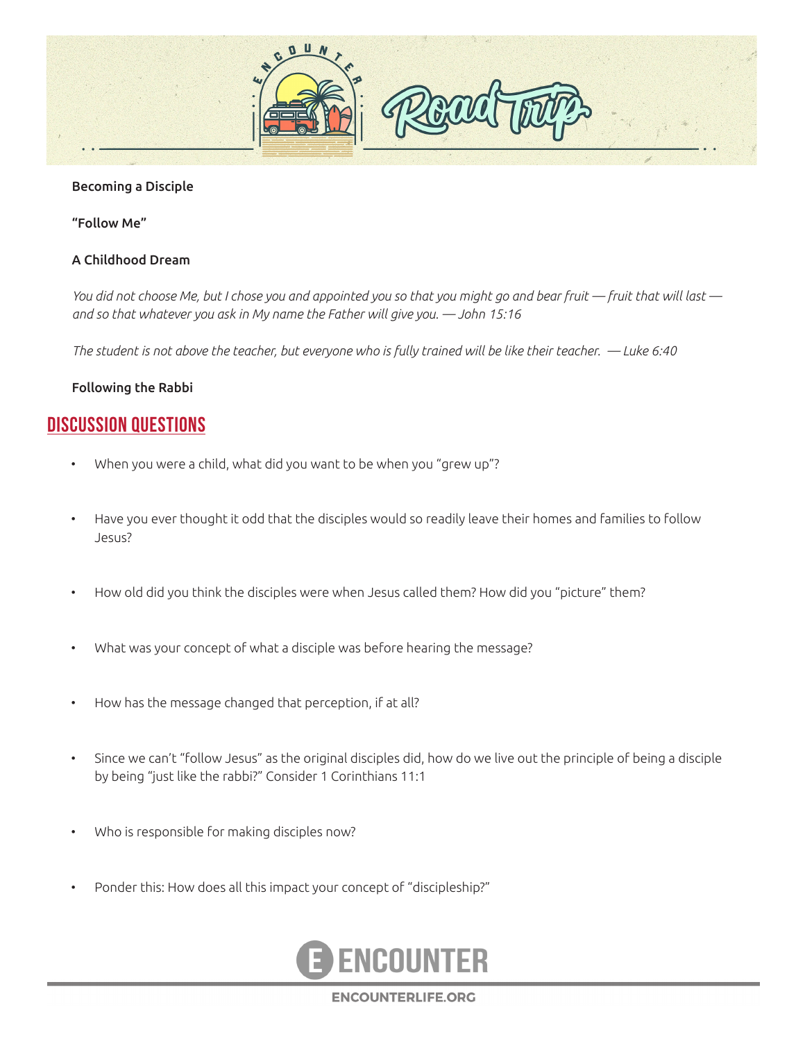**Becoming a Disciple**

**"Follow Me"**

**A Childhood Dream**

*You did not choose Me, but I chose you and appointed you so that you might go and bear fruit — fruit that will last — and so that whatever you ask in My name the Father will give you. — John 15:16*

*The student is not above the teacher, but everyone who is fully trained will be like their teacher. — Luke 6:40*

**Following the Rabbi**

## DISCUSSION QUESTIONS

- When you were a child, what did you want to be when you "grew up"?
- Have you ever thought it odd that the disciples would so readily leave their homes and families to follow Jesus?
- How old did you think the disciples were when Jesus called them? How did you "picture" them?
- What was your concept of what a disciple was before hearing the message?
- How has the message changed that perception, if at all?
- Since we can't "follow Jesus" as the original disciples did, how do we live out the principle of being a disciple by being "just like the rabbi?" Consider 1 Corinthians 11:1
- Who is responsible for making disciples now?
- Ponder this: How does all this impact your concept of "discipleship?"